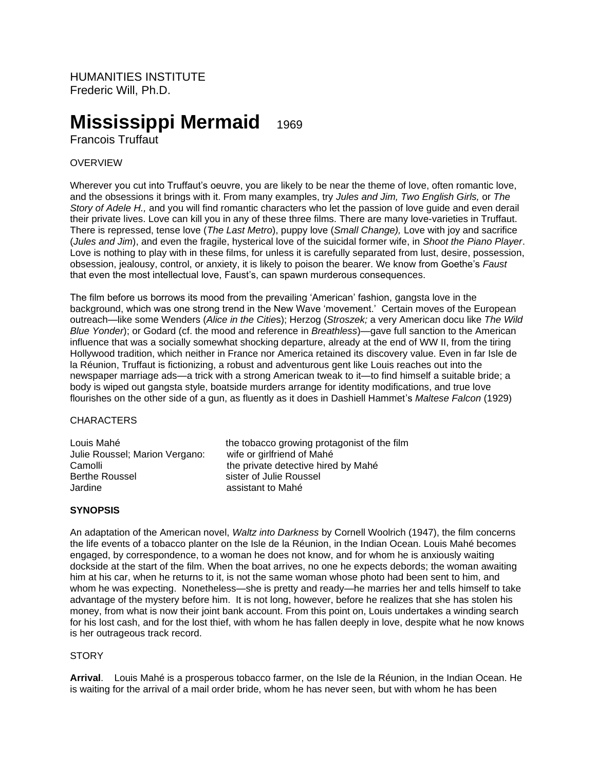HUMANITIES INSTITUTE
Frederic Will, Ph.D.

# Mississippi Mermaid 1969

Francois Truffaut

OVERVIEW

Wherever you cut into Truffaut's oeuvre, you are likely to be near the theme of love, often romantic love, and the obsessions it brings with it. From many examples, try *Jules and Jim, Two English Girls,* or *The Story of Adele H.,* and you will find romantic characters who let the passion of love guide and even derail their private lives. Love can kill you in any of these three films. There are many love-varieties in Truffaut. There is repressed, tense love (*The Last Metro*), puppy love (*Small Change),* Love with joy and sacrifice (*Jules and Jim*), and even the fragile, hysterical love of the suicidal former wife, in *Shoot the Piano Player*. Love is nothing to play with in these films, for unless it is carefully separated from lust, desire, possession, obsession, jealousy, control, or anxiety, it is likely to poison the bearer. We know from Goethe's *Faust* that even the most intellectual love, Faust's, can spawn murderous consequences.

The film before us borrows its mood from the prevailing 'American' fashion, gangsta love in the background, which was one strong trend in the New Wave 'movement.' Certain moves of the European outreach—like some Wenders (*Alice in the Cities*); Herzog (*Stroszek;* a very American docu like *The Wild Blue Yonder*); or Godard (cf. the mood and reference in *Breathless*)—gave full sanction to the American influence that was a socially somewhat shocking departure, already at the end of WW II, from the tiring Hollywood tradition, which neither in France nor America retained its discovery value. Even in far Isle de la Réunion, Truffaut is fictionizing, a robust and adventurous gent like Louis reaches out into the newspaper marriage ads—a trick with a strong American tweak to it—to find himself a suitable bride; a body is wiped out gangsta style, boatside murders arrange for identity modifications, and true love flourishes on the other side of a gun, as fluently as it does in Dashiell Hammet's *Maltese Falcon* (1929)

CHARACTERS

| | |
|---|---|
| Louis Mahé | the tobacco growing protagonist of the film |
| Julie Roussel; Marion Vergano: | wife or girlfriend of Mahé |
| Camolli | the private detective hired by Mahé |
| Berthe Roussel | sister of Julie Roussel |
| Jardine | assistant to Mahé |

**SYNOPSIS**

An adaptation of the American novel, *Waltz into Darkness* by Cornell Woolrich (1947), the film concerns the life events of a tobacco planter on the Isle de la Réunion, in the Indian Ocean. Louis Mahé becomes engaged, by correspondence, to a woman he does not know, and for whom he is anxiously waiting dockside at the start of the film. When the boat arrives, no one he expects debords; the woman awaiting him at his car, when he returns to it, is not the same woman whose photo had been sent to him, and whom he was expecting. Nonetheless—she is pretty and ready—he marries her and tells himself to take advantage of the mystery before him. It is not long, however, before he realizes that she has stolen his money, from what is now their joint bank account. From this point on, Louis undertakes a winding search for his lost cash, and for the lost thief, with whom he has fallen deeply in love, despite what he now knows is her outrageous track record.

STORY

**Arrival**. Louis Mahé is a prosperous tobacco farmer, on the Isle de la Réunion, in the Indian Ocean. He is waiting for the arrival of a mail order bride, whom he has never seen, but with whom he has been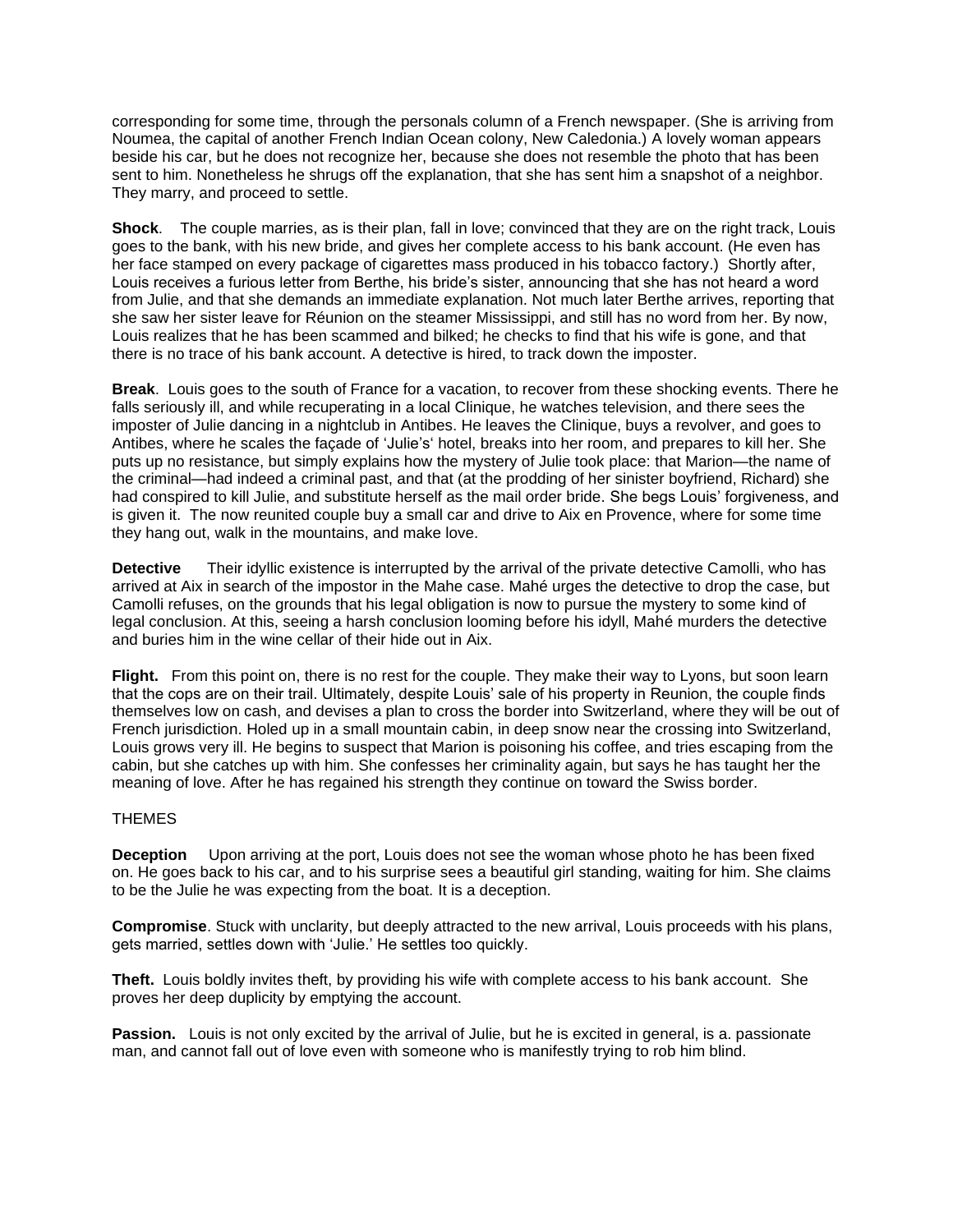corresponding for some time, through the personals column of a French newspaper. (She is arriving from Noumea, the capital of another French Indian Ocean colony, New Caledonia.) A lovely woman appears beside his car, but he does not recognize her, because she does not resemble the photo that has been sent to him. Nonetheless he shrugs off the explanation, that she has sent him a snapshot of a neighbor. They marry, and proceed to settle.

**Shock**. The couple marries, as is their plan, fall in love; convinced that they are on the right track, Louis goes to the bank, with his new bride, and gives her complete access to his bank account. (He even has her face stamped on every package of cigarettes mass produced in his tobacco factory.) Shortly after, Louis receives a furious letter from Berthe, his bride's sister, announcing that she has not heard a word from Julie, and that she demands an immediate explanation. Not much later Berthe arrives, reporting that she saw her sister leave for Réunion on the steamer Mississippi, and still has no word from her. By now, Louis realizes that he has been scammed and bilked; he checks to find that his wife is gone, and that there is no trace of his bank account. A detective is hired, to track down the imposter.

**Break**. Louis goes to the south of France for a vacation, to recover from these shocking events. There he falls seriously ill, and while recuperating in a local Clinique, he watches television, and there sees the imposter of Julie dancing in a nightclub in Antibes. He leaves the Clinique, buys a revolver, and goes to Antibes, where he scales the façade of 'Julie's' hotel, breaks into her room, and prepares to kill her. She puts up no resistance, but simply explains how the mystery of Julie took place: that Marion—the name of the criminal—had indeed a criminal past, and that (at the prodding of her sinister boyfriend, Richard) she had conspired to kill Julie, and substitute herself as the mail order bride. She begs Louis' forgiveness, and is given it. The now reunited couple buy a small car and drive to Aix en Provence, where for some time they hang out, walk in the mountains, and make love.

**Detective** Their idyllic existence is interrupted by the arrival of the private detective Camolli, who has arrived at Aix in search of the impostor in the Mahe case. Mahé urges the detective to drop the case, but Camolli refuses, on the grounds that his legal obligation is now to pursue the mystery to some kind of legal conclusion. At this, seeing a harsh conclusion looming before his idyll, Mahé murders the detective and buries him in the wine cellar of their hide out in Aix.

**Flight.** From this point on, there is no rest for the couple. They make their way to Lyons, but soon learn that the cops are on their trail. Ultimately, despite Louis' sale of his property in Reunion, the couple finds themselves low on cash, and devises a plan to cross the border into Switzerland, where they will be out of French jurisdiction. Holed up in a small mountain cabin, in deep snow near the crossing into Switzerland, Louis grows very ill. He begins to suspect that Marion is poisoning his coffee, and tries escaping from the cabin, but she catches up with him. She confesses her criminality again, but says he has taught her the meaning of love. After he has regained his strength they continue on toward the Swiss border.

THEMES

**Deception** Upon arriving at the port, Louis does not see the woman whose photo he has been fixed on. He goes back to his car, and to his surprise sees a beautiful girl standing, waiting for him. She claims to be the Julie he was expecting from the boat. It is a deception.

**Compromise**. Stuck with unclarity, but deeply attracted to the new arrival, Louis proceeds with his plans, gets married, settles down with 'Julie.' He settles too quickly.

**Theft.** Louis boldly invites theft, by providing his wife with complete access to his bank account. She proves her deep duplicity by emptying the account.

**Passion.** Louis is not only excited by the arrival of Julie, but he is excited in general, is a. passionate man, and cannot fall out of love even with someone who is manifestly trying to rob him blind.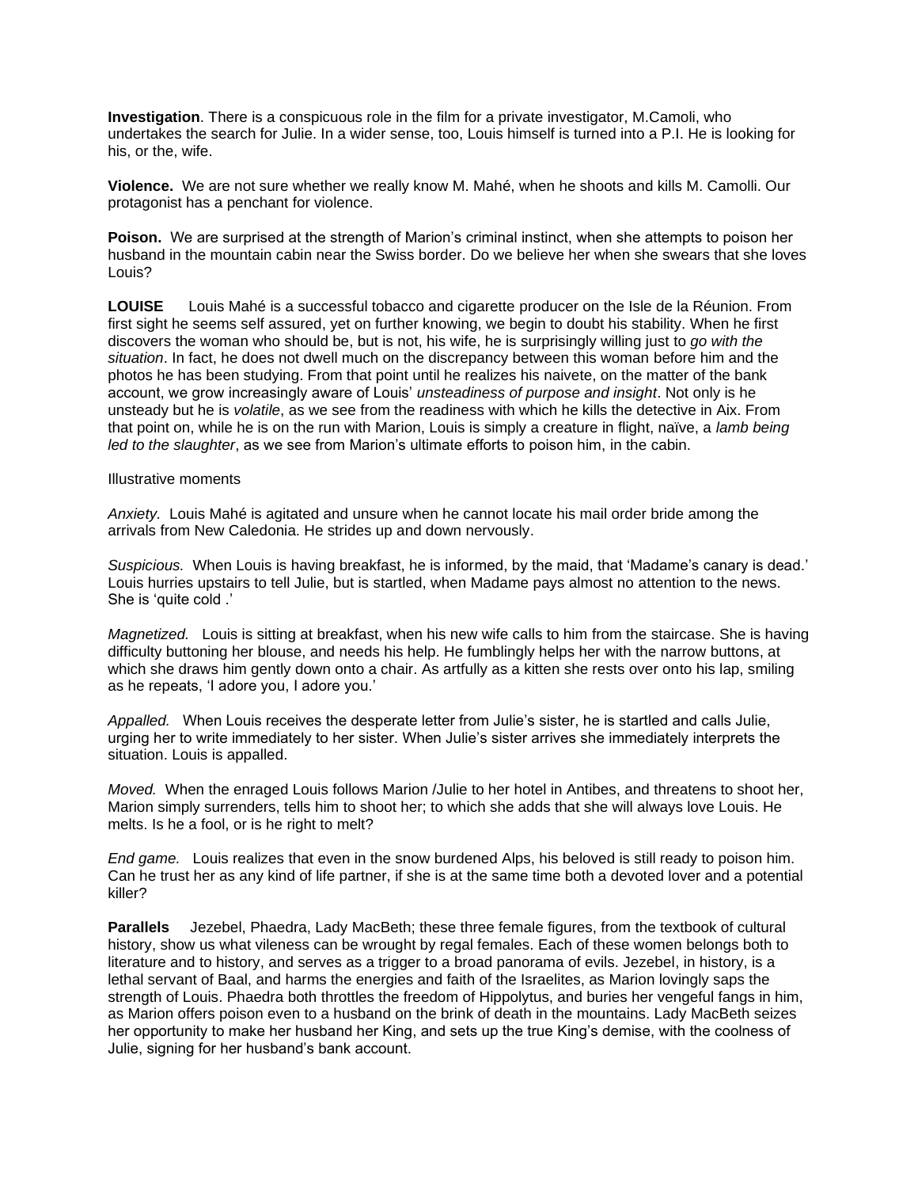**Investigation**. There is a conspicuous role in the film for a private investigator, M.Camoli, who undertakes the search for Julie. In a wider sense, too, Louis himself is turned into a P.I. He is looking for his, or the, wife.

**Violence.** We are not sure whether we really know M. Mahé, when he shoots and kills M. Camolli. Our protagonist has a penchant for violence.

**Poison.** We are surprised at the strength of Marion's criminal instinct, when she attempts to poison her husband in the mountain cabin near the Swiss border. Do we believe her when she swears that she loves Louis?

**LOUISE** Louis Mahé is a successful tobacco and cigarette producer on the Isle de la Réunion. From first sight he seems self assured, yet on further knowing, we begin to doubt his stability. When he first discovers the woman who should be, but is not, his wife, he is surprisingly willing just to *go with the situation*. In fact, he does not dwell much on the discrepancy between this woman before him and the photos he has been studying. From that point until he realizes his naivete, on the matter of the bank account, we grow increasingly aware of Louis' *unsteadiness of purpose and insight*. Not only is he unsteady but he is *volatile*, as we see from the readiness with which he kills the detective in Aix. From that point on, while he is on the run with Marion, Louis is simply a creature in flight, naïve, a *lamb being led to the slaughter*, as we see from Marion's ultimate efforts to poison him, in the cabin.

Illustrative moments

*Anxiety.* Louis Mahé is agitated and unsure when he cannot locate his mail order bride among the arrivals from New Caledonia. He strides up and down nervously.

*Suspicious.* When Louis is having breakfast, he is informed, by the maid, that 'Madame's canary is dead.' Louis hurries upstairs to tell Julie, but is startled, when Madame pays almost no attention to the news. She is 'quite cold .'

*Magnetized.* Louis is sitting at breakfast, when his new wife calls to him from the staircase. She is having difficulty buttoning her blouse, and needs his help. He fumblingly helps her with the narrow buttons, at which she draws him gently down onto a chair. As artfully as a kitten she rests over onto his lap, smiling as he repeats, 'I adore you, I adore you.'

*Appalled.* When Louis receives the desperate letter from Julie's sister, he is startled and calls Julie, urging her to write immediately to her sister. When Julie's sister arrives she immediately interprets the situation. Louis is appalled.

*Moved.* When the enraged Louis follows Marion /Julie to her hotel in Antibes, and threatens to shoot her, Marion simply surrenders, tells him to shoot her; to which she adds that she will always love Louis. He melts. Is he a fool, or is he right to melt?

*End game.* Louis realizes that even in the snow burdened Alps, his beloved is still ready to poison him. Can he trust her as any kind of life partner, if she is at the same time both a devoted lover and a potential killer?

**Parallels** Jezebel, Phaedra, Lady MacBeth; these three female figures, from the textbook of cultural history, show us what vileness can be wrought by regal females. Each of these women belongs both to literature and to history, and serves as a trigger to a broad panorama of evils. Jezebel, in history, is a lethal servant of Baal, and harms the energies and faith of the Israelites, as Marion lovingly saps the strength of Louis. Phaedra both throttles the freedom of Hippolytus, and buries her vengeful fangs in him, as Marion offers poison even to a husband on the brink of death in the mountains. Lady MacBeth seizes her opportunity to make her husband her King, and sets up the true King's demise, with the coolness of Julie, signing for her husband's bank account.